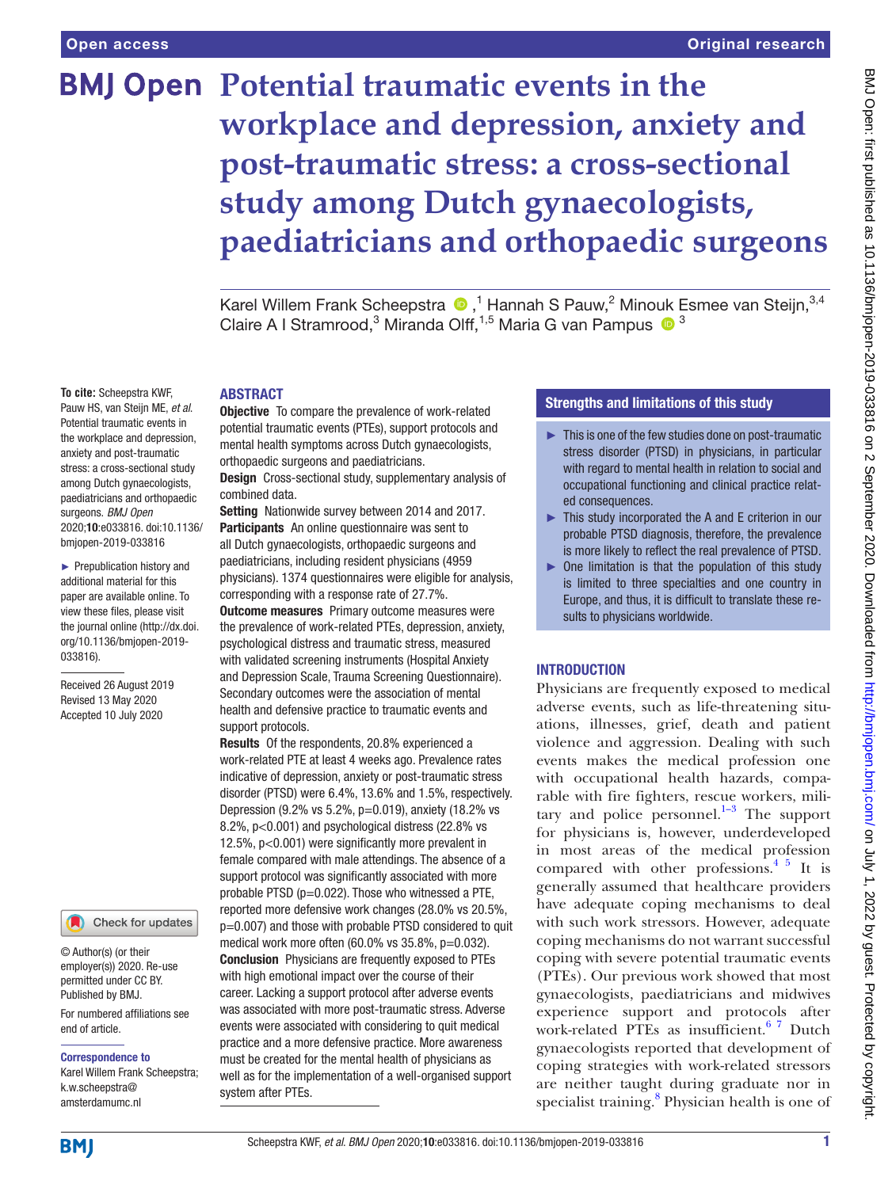Open access

Original research

# Potential traumatic events in the workplace and depression, anxiety and post-traumatic stress: a cross-sectional study among Dutch gynaecologists, paediatricians and orthopaedic surgeons

Karel Willem Frank Scheepstra [1], Hannah S Pauw,[2] Minouk Esmee van Steijn,[3,4] Claire A I Stramrood,[3] Miranda Olff,[1,5] Maria G van Pampus [3]

**To cite:** Scheepstra KWF, Pauw HS, van Steijn ME, *et al*. Potential traumatic events in the workplace and depression, anxiety and post-traumatic stress: a cross-sectional study among Dutch gynaecologists, paediatricians and orthopaedic surgeons. *BMJ Open* 2020;**10**:e033816. doi:10.1136/bmjopen-2019-033816

► Prepublication history and additional material for this paper are available online. To view these files, please visit the journal online (http://dx.doi.org/10.1136/bmjopen-2019-033816).

Received 26 August 2019
Revised 13 May 2020
Accepted 10 July 2020

© Author(s) (or their employer(s)) 2020. Re-use permitted under CC BY. Published by BMJ.

For numbered affiliations see end of article.

**Correspondence to**
Karel Willem Frank Scheepstra; k.w.scheepstra@amsterdamumc.nl

## ABSTRACT

**Objective** To compare the prevalence of work-related potential traumatic events (PTEs), support protocols and mental health symptoms across Dutch gynaecologists, orthopaedic surgeons and paediatricians.

**Design** Cross-sectional study, supplementary analysis of combined data.

**Setting** Nationwide survey between 2014 and 2017.

**Participants** An online questionnaire was sent to all Dutch gynaecologists, orthopaedic surgeons and paediatricians, including resident physicians (4959 physicians). 1374 questionnaires were eligible for analysis, corresponding with a response rate of 27.7%.

**Outcome measures** Primary outcome measures were the prevalence of work-related PTEs, depression, anxiety, psychological distress and traumatic stress, measured with validated screening instruments (Hospital Anxiety and Depression Scale, Trauma Screening Questionnaire). Secondary outcomes were the association of mental health and defensive practice to traumatic events and support protocols.

**Results** Of the respondents, 20.8% experienced a work-related PTE at least 4 weeks ago. Prevalence rates indicative of depression, anxiety or post-traumatic stress disorder (PTSD) were 6.4%, 13.6% and 1.5%, respectively. Depression (9.2% vs 5.2%, p=0.019), anxiety (18.2% vs 8.2%, p<0.001) and psychological distress (22.8% vs 12.5%, p<0.001) were significantly more prevalent in female compared with male attendings. The absence of a support protocol was significantly associated with more probable PTSD (p=0.022). Those who witnessed a PTE, reported more defensive work changes (28.0% vs 20.5%, p=0.007) and those with probable PTSD considered to quit medical work more often (60.0% vs 35.8%, p=0.032).

**Conclusion** Physicians are frequently exposed to PTEs with high emotional impact over the course of their career. Lacking a support protocol after adverse events was associated with more post-traumatic stress. Adverse events were associated with considering to quit medical practice and a more defensive practice. More awareness must be created for the mental health of physicians as well as for the implementation of a well-organised support system after PTEs.

## Strengths and limitations of this study

► This is one of the few studies done on post-traumatic stress disorder (PTSD) in physicians, in particular with regard to mental health in relation to social and occupational functioning and clinical practice related consequences.

► This study incorporated the A and E criterion in our probable PTSD diagnosis, therefore, the prevalence is more likely to reflect the real prevalence of PTSD.

► One limitation is that the population of this study is limited to three specialties and one country in Europe, and thus, it is difficult to translate these results to physicians worldwide.

## INTRODUCTION

Physicians are frequently exposed to medical adverse events, such as life-threatening situations, illnesses, grief, death and patient violence and aggression. Dealing with such events makes the medical profession one with occupational health hazards, comparable with fire fighters, rescue workers, military and police personnel.[1–3] The support for physicians is, however, underdeveloped in most areas of the medical profession compared with other professions.[4 5] It is generally assumed that healthcare providers have adequate coping mechanisms to deal with such work stressors. However, adequate coping mechanisms do not warrant successful coping with severe potential traumatic events (PTEs). Our previous work showed that most gynaecologists, paediatricians and midwives experience support and protocols after work-related PTEs as insufficient.[6 7] Dutch gynaecologists reported that development of coping strategies with work-related stressors are neither taught during graduate nor in specialist training.[8] Physician health is one of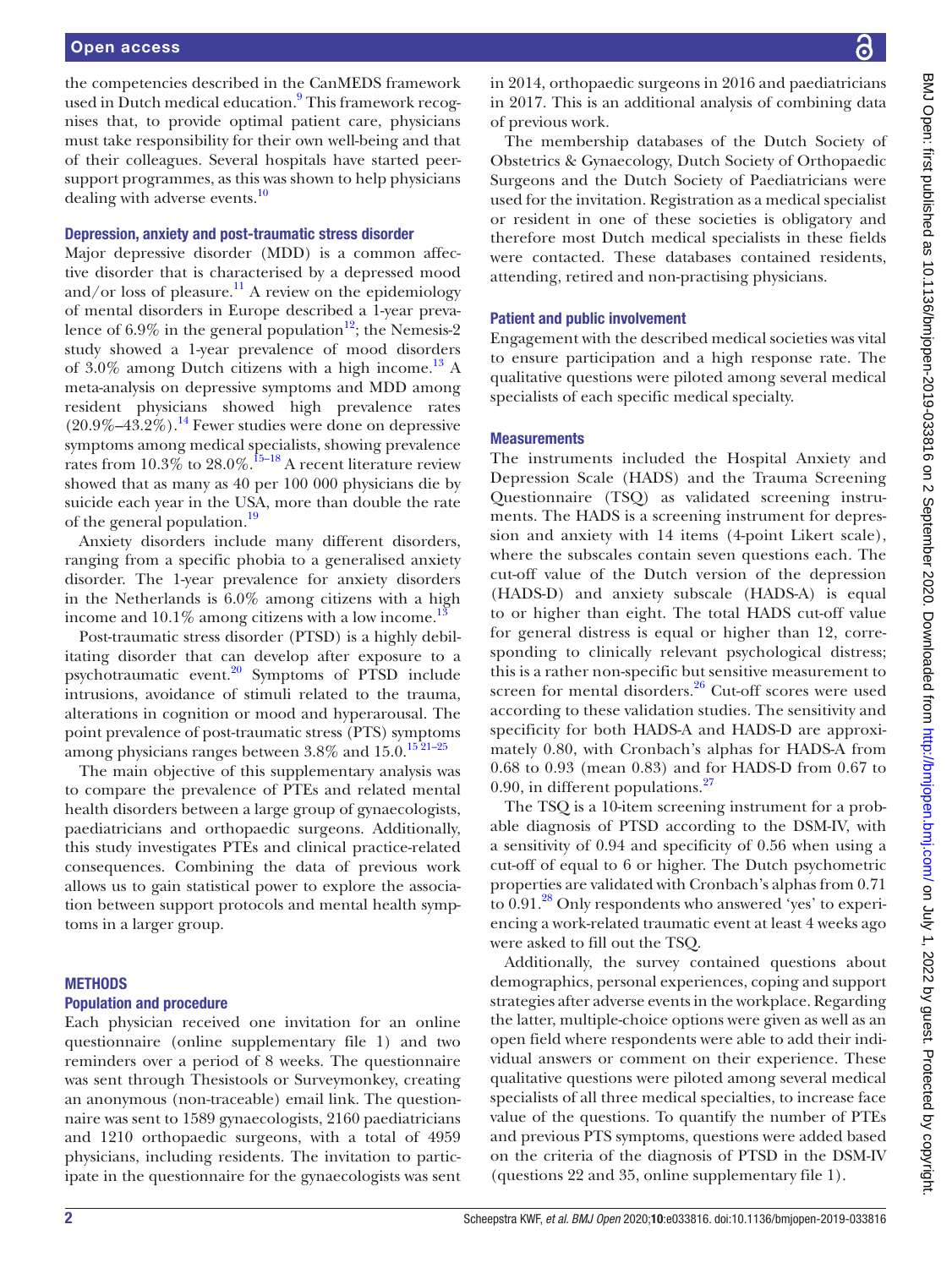the competencies described in the CanMEDS framework used in Dutch medical education.[9] This framework recognises that, to provide optimal patient care, physicians must take responsibility for their own well-being and that of their colleagues. Several hospitals have started peer-support programmes, as this was shown to help physicians dealing with adverse events.[10]

### Depression, anxiety and post-traumatic stress disorder

Major depressive disorder (MDD) is a common affective disorder that is characterised by a depressed mood and/or loss of pleasure.[11] A review on the epidemiology of mental disorders in Europe described a 1-year prevalence of 6.9% in the general population[12]; the Nemesis-2 study showed a 1-year prevalence of mood disorders of 3.0% among Dutch citizens with a high income.[13] A meta-analysis on depressive symptoms and MDD among resident physicians showed high prevalence rates (20.9%–43.2%).[14] Fewer studies were done on depressive symptoms among medical specialists, showing prevalence rates from 10.3% to 28.0%.[15–18] A recent literature review showed that as many as 40 per 100 000 physicians die by suicide each year in the USA, more than double the rate of the general population.[19]

Anxiety disorders include many different disorders, ranging from a specific phobia to a generalised anxiety disorder. The 1-year prevalence for anxiety disorders in the Netherlands is 6.0% among citizens with a high income and 10.1% among citizens with a low income.[13]

Post-traumatic stress disorder (PTSD) is a highly debilitating disorder that can develop after exposure to a psychotraumatic event.[20] Symptoms of PTSD include intrusions, avoidance of stimuli related to the trauma, alterations in cognition or mood and hyperarousal. The point prevalence of post-traumatic stress (PTS) symptoms among physicians ranges between 3.8% and 15.0.[15 21–25]

The main objective of this supplementary analysis was to compare the prevalence of PTEs and related mental health disorders between a large group of gynaecologists, paediatricians and orthopaedic surgeons. Additionally, this study investigates PTEs and clinical practice-related consequences. Combining the data of previous work allows us to gain statistical power to explore the association between support protocols and mental health symptoms in a larger group.

## METHODS

### Population and procedure

Each physician received one invitation for an online questionnaire (online supplementary file 1) and two reminders over a period of 8 weeks. The questionnaire was sent through Thesistools or Surveymonkey, creating an anonymous (non-traceable) email link. The questionnaire was sent to 1589 gynaecologists, 2160 paediatricians and 1210 orthopaedic surgeons, with a total of 4959 physicians, including residents. The invitation to participate in the questionnaire for the gynaecologists was sent in 2014, orthopaedic surgeons in 2016 and paediatricians in 2017. This is an additional analysis of combining data of previous work.

The membership databases of the Dutch Society of Obstetrics & Gynaecology, Dutch Society of Orthopaedic Surgeons and the Dutch Society of Paediatricians were used for the invitation. Registration as a medical specialist or resident in one of these societies is obligatory and therefore most Dutch medical specialists in these fields were contacted. These databases contained residents, attending, retired and non-practising physicians.

### Patient and public involvement

Engagement with the described medical societies was vital to ensure participation and a high response rate. The qualitative questions were piloted among several medical specialists of each specific medical specialty.

### Measurements

The instruments included the Hospital Anxiety and Depression Scale (HADS) and the Trauma Screening Questionnaire (TSQ) as validated screening instruments. The HADS is a screening instrument for depression and anxiety with 14 items (4-point Likert scale), where the subscales contain seven questions each. The cut-off value of the Dutch version of the depression (HADS-D) and anxiety subscale (HADS-A) is equal to or higher than eight. The total HADS cut-off value for general distress is equal or higher than 12, corresponding to clinically relevant psychological distress; this is a rather non-specific but sensitive measurement to screen for mental disorders.[26] Cut-off scores were used according to these validation studies. The sensitivity and specificity for both HADS-A and HADS-D are approximately 0.80, with Cronbach's alphas for HADS-A from 0.68 to 0.93 (mean 0.83) and for HADS-D from 0.67 to 0.90, in different populations.[27]

The TSQ is a 10-item screening instrument for a probable diagnosis of PTSD according to the DSM-IV, with a sensitivity of 0.94 and specificity of 0.56 when using a cut-off of equal to 6 or higher. The Dutch psychometric properties are validated with Cronbach's alphas from 0.71 to 0.91.[28] Only respondents who answered 'yes' to experiencing a work-related traumatic event at least 4 weeks ago were asked to fill out the TSQ.

Additionally, the survey contained questions about demographics, personal experiences, coping and support strategies after adverse events in the workplace. Regarding the latter, multiple-choice options were given as well as an open field where respondents were able to add their individual answers or comment on their experience. These qualitative questions were piloted among several medical specialists of all three medical specialties, to increase face value of the questions. To quantify the number of PTEs and previous PTS symptoms, questions were added based on the criteria of the diagnosis of PTSD in the DSM-IV (questions 22 and 35, online supplementary file 1).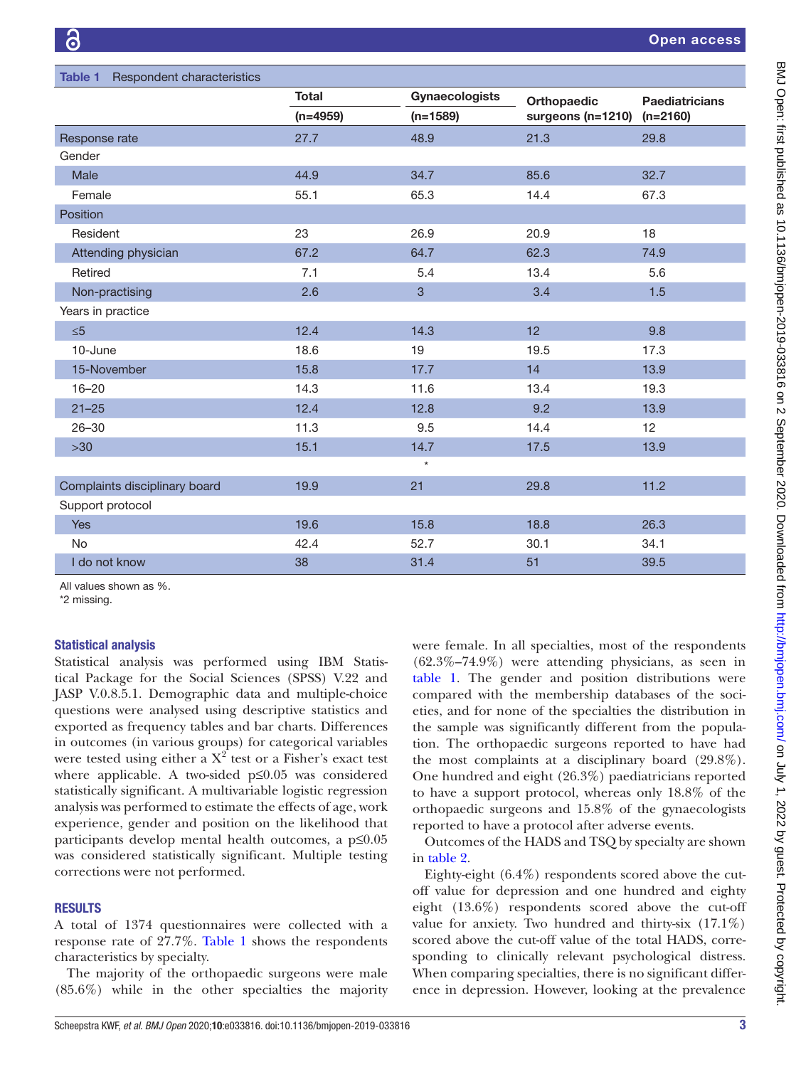Table 1 Respondent characteristics

| | Total (n=4959) | Gynaecologists (n=1589) | Orthopaedic surgeons (n=1210) | Paediatricians (n=2160) |
|---|---|---|---|---|
| Response rate | 27.7 | 48.9 | 21.3 | 29.8 |
| Gender | | | | |
| Male | 44.9 | 34.7 | 85.6 | 32.7 |
| Female | 55.1 | 65.3 | 14.4 | 67.3 |
| Position | | | | |
| Resident | 23 | 26.9 | 20.9 | 18 |
| Attending physician | 67.2 | 64.7 | 62.3 | 74.9 |
| Retired | 7.1 | 5.4 | 13.4 | 5.6 |
| Non-practising | 2.6 | 3 | 3.4 | 1.5 |
| Years in practice | | | | |
| ≤5 | 12.4 | 14.3 | 12 | 9.8 |
| 10-June | 18.6 | 19 | 19.5 | 17.3 |
| 15-November | 15.8 | 17.7 | 14 | 13.9 |
| 16–20 | 14.3 | 11.6 | 13.4 | 19.3 |
| 21–25 | 12.4 | 12.8 | 9.2 | 13.9 |
| 26–30 | 11.3 | 9.5 | 14.4 | 12 |
| >30 | 15.1 | 14.7 | 17.5 | 13.9 |
| | | * | | |
| Complaints disciplinary board | 19.9 | 21 | 29.8 | 11.2 |
| Support protocol | | | | |
| Yes | 19.6 | 15.8 | 18.8 | 26.3 |
| No | 42.4 | 52.7 | 30.1 | 34.1 |
| I do not know | 38 | 31.4 | 51 | 39.5 |

All values shown as %.
*2 missing.

### Statistical analysis

Statistical analysis was performed using IBM Statistical Package for the Social Sciences (SPSS) V.22 and JASP V.0.8.5.1. Demographic data and multiple-choice questions were analysed using descriptive statistics and exported as frequency tables and bar charts. Differences in outcomes (in various groups) for categorical variables were tested using either a $X^2$ test or a Fisher's exact test where applicable. A two-sided $p \leq 0.05$ was considered statistically significant. A multivariable logistic regression analysis was performed to estimate the effects of age, work experience, gender and position on the likelihood that participants develop mental health outcomes, a $p \leq 0.05$ was considered statistically significant. Multiple testing corrections were not performed.

## RESULTS

A total of 1374 questionnaires were collected with a response rate of 27.7%. Table 1 shows the respondents characteristics by specialty.

The majority of the orthopaedic surgeons were male (85.6%) while in the other specialties the majority were female. In all specialties, most of the respondents (62.3%–74.9%) were attending physicians, as seen in table 1. The gender and position distributions were compared with the membership databases of the societies, and for none of the specialties the distribution in the sample was significantly different from the population. The orthopaedic surgeons reported to have had the most complaints at a disciplinary board (29.8%). One hundred and eight (26.3%) paediatricians reported to have a support protocol, whereas only 18.8% of the orthopaedic surgeons and 15.8% of the gynaecologists reported to have a protocol after adverse events.

Outcomes of the HADS and TSQ by specialty are shown in table 2.

Eighty-eight (6.4%) respondents scored above the cut-off value for depression and one hundred and eighty eight (13.6%) respondents scored above the cut-off value for anxiety. Two hundred and thirty-six (17.1%) scored above the cut-off value of the total HADS, corresponding to clinically relevant psychological distress. When comparing specialties, there is no significant difference in depression. However, looking at the prevalence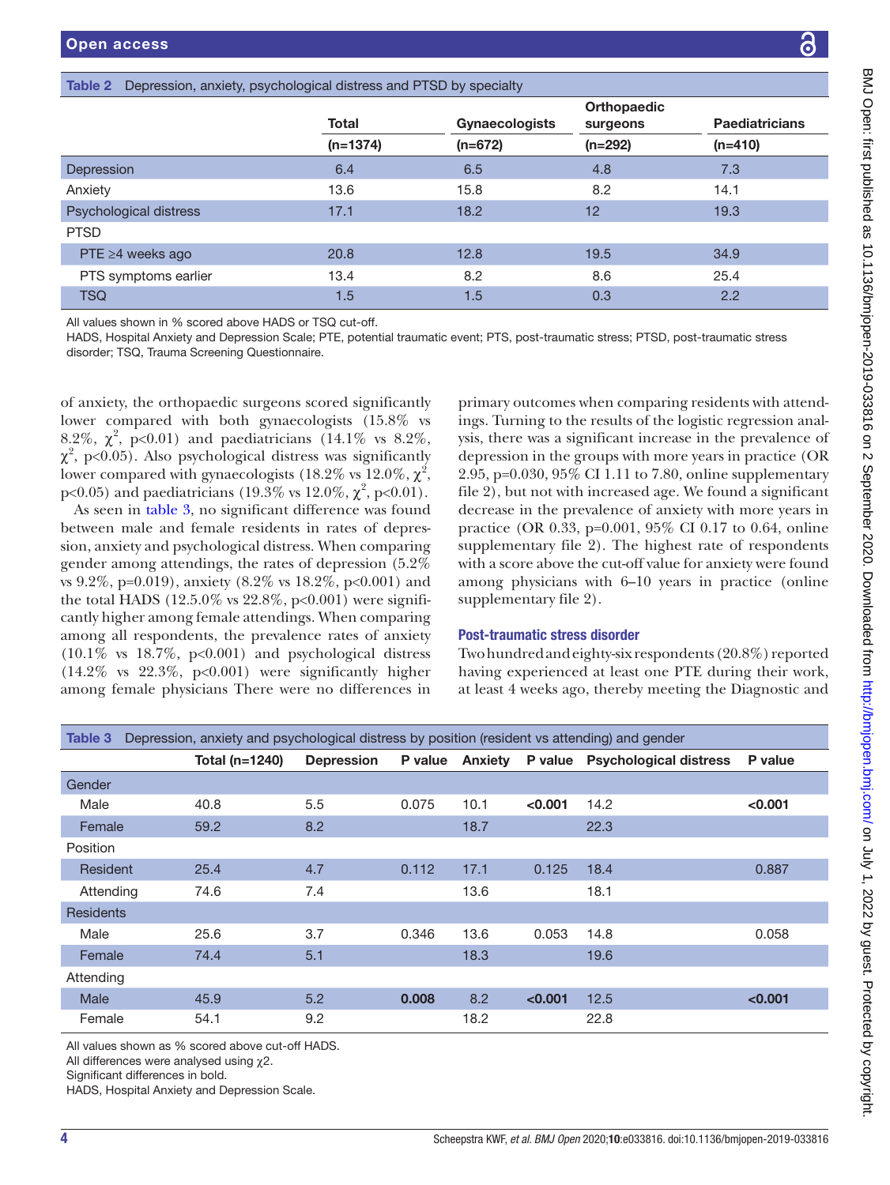Table 2 Depression, anxiety, psychological distress and PTSD by specialty

| | Total (n=1374) | Gynaecologists (n=672) | Orthopaedic surgeons (n=292) | Paediatricians (n=410) |
|---|---|---|---|---|
| Depression | 6.4 | 6.5 | 4.8 | 7.3 |
| Anxiety | 13.6 | 15.8 | 8.2 | 14.1 |
| Psychological distress | 17.1 | 18.2 | 12 | 19.3 |
| PTSD | | | | |
| PTE ≥4 weeks ago | 20.8 | 12.8 | 19.5 | 34.9 |
| PTS symptoms earlier | 13.4 | 8.2 | 8.6 | 25.4 |
| TSQ | 1.5 | 1.5 | 0.3 | 2.2 |

All values shown in % scored above HADS or TSQ cut-off.
HADS, Hospital Anxiety and Depression Scale; PTE, potential traumatic event; PTS, post-traumatic stress; PTSD, post-traumatic stress disorder; TSQ, Trauma Screening Questionnaire.

of anxiety, the orthopaedic surgeons scored significantly lower compared with both gynaecologists (15.8% vs 8.2%, $\chi^2$, p<0.01) and paediatricians (14.1% vs 8.2%, $\chi^2$, p<0.05). Also psychological distress was significantly lower compared with gynaecologists (18.2% vs 12.0%, $\chi^2$, p<0.05) and paediatricians (19.3% vs 12.0%, $\chi^2$, p<0.01).

As seen in table 3, no significant difference was found between male and female residents in rates of depression, anxiety and psychological distress. When comparing gender among attendings, the rates of depression (5.2% vs 9.2%, p=0.019), anxiety (8.2% vs 18.2%, p<0.001) and the total HADS (12.5.0% vs 22.8%, p<0.001) were significantly higher among female attendings. When comparing among all respondents, the prevalence rates of anxiety (10.1% vs 18.7%, p<0.001) and psychological distress (14.2% vs 22.3%, p<0.001) were significantly higher among female physicians There were no differences in primary outcomes when comparing residents with attendings. Turning to the results of the logistic regression analysis, there was a significant increase in the prevalence of depression in the groups with more years in practice (OR 2.95, p=0.030, 95% CI 1.11 to 7.80, online supplementary file 2), but not with increased age. We found a significant decrease in the prevalence of anxiety with more years in practice (OR 0.33, p=0.001, 95% CI 0.17 to 0.64, online supplementary file 2). The highest rate of respondents with a score above the cut-off value for anxiety were found among physicians with 6–10 years in practice (online supplementary file 2).

### Post-traumatic stress disorder

Two hundred and eighty-six respondents (20.8%) reported having experienced at least one PTE during their work, at least 4 weeks ago, thereby meeting the Diagnostic and

Table 3 Depression, anxiety and psychological distress by position (resident vs attending) and gender

| | Total (n=1240) | Depression | P value | Anxiety | P value | Psychological distress | P value |
|---|---|---|---|---|---|---|---|
| Gender | | | | | | | |
| Male | 40.8 | 5.5 | 0.075 | 10.1 | **<0.001** | 14.2 | **<0.001** |
| Female | 59.2 | 8.2 | | 18.7 | | 22.3 | |
| Position | | | | | | | |
| Resident | 25.4 | 4.7 | 0.112 | 17.1 | 0.125 | 18.4 | 0.887 |
| Attending | 74.6 | 7.4 | | 13.6 | | 18.1 | |
| Residents | | | | | | | |
| Male | 25.6 | 3.7 | 0.346 | 13.6 | 0.053 | 14.8 | 0.058 |
| Female | 74.4 | 5.1 | | 18.3 | | 19.6 | |
| Attending | | | | | | | |
| Male | 45.9 | 5.2 | **0.008** | 8.2 | **<0.001** | 12.5 | **<0.001** |
| Female | 54.1 | 9.2 | | 18.2 | | 22.8 | |

All values shown as % scored above cut-off HADS.
All differences were analysed using $\chi^2$.
Significant differences in bold.
HADS, Hospital Anxiety and Depression Scale.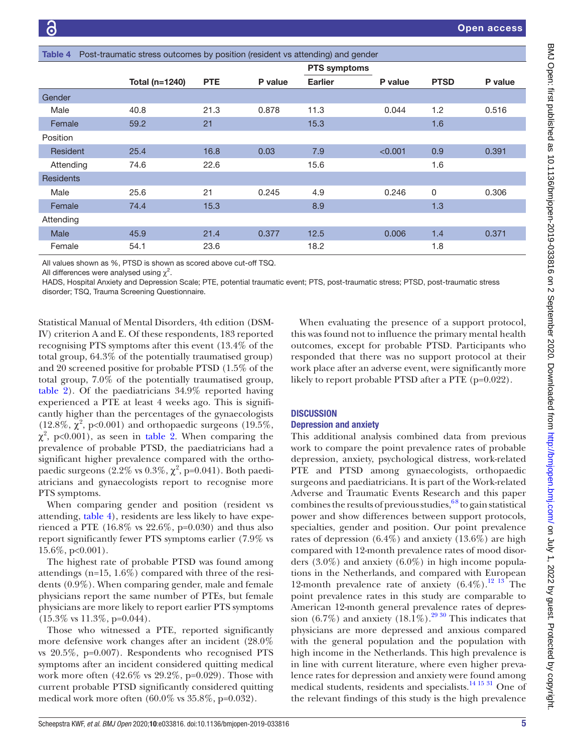Table 4 Post-traumatic stress outcomes by position (resident vs attending) and gender

| | Total (n=1240) | PTE | P value | PTS symptoms Earlier | P value | PTSD | P value |
|---|---|---|---|---|---|---|---|
| **Gender** | | | | | | | |
| Male | 40.8 | 21.3 | 0.878 | 11.3 | 0.044 | 1.2 | 0.516 |
| Female | 59.2 | 21 | | 15.3 | | 1.6 | |
| **Position** | | | | | | | |
| Resident | 25.4 | 16.8 | 0.03 | 7.9 | <0.001 | 0.9 | 0.391 |
| Attending | 74.6 | 22.6 | | 15.6 | | 1.6 | |
| **Residents** | | | | | | | |
| Male | 25.6 | 21 | 0.245 | 4.9 | 0.246 | 0 | 0.306 |
| Female | 74.4 | 15.3 | | 8.9 | | 1.3 | |
| **Attending** | | | | | | | |
| Male | 45.9 | 21.4 | 0.377 | 12.5 | 0.006 | 1.4 | 0.371 |
| Female | 54.1 | 23.6 | | 18.2 | | 1.8 | |

All values shown as %, PTSD is shown as scored above cut-off TSQ.
All differences were analysed using $\chi^2$.
HADS, Hospital Anxiety and Depression Scale; PTE, potential traumatic event; PTS, post-traumatic stress; PTSD, post-traumatic stress disorder; TSQ, Trauma Screening Questionnaire.

Statistical Manual of Mental Disorders, 4th edition (DSM-IV) criterion A and E. Of these respondents, 183 reported recognising PTS symptoms after this event (13.4% of the total group, 64.3% of the potentially traumatised group) and 20 screened positive for probable PTSD (1.5% of the total group, 7.0% of the potentially traumatised group, table 2). Of the paediatricians 34.9% reported having experienced a PTE at least 4 weeks ago. This is significantly higher than the percentages of the gynaecologists (12.8%, $\chi^2$, p<0.001) and orthopaedic surgeons (19.5%, $\chi^2$, p<0.001), as seen in table 2. When comparing the prevalence of probable PTSD, the paediatricians had a significant higher prevalence compared with the orthopaedic surgeons (2.2% vs 0.3%, $\chi^2$, p=0.041). Both paediatricians and gynaecologists report to recognise more PTS symptoms.

When comparing gender and position (resident vs attending, table 4), residents are less likely to have experienced a PTE (16.8% vs 22.6%, p=0.030) and thus also report significantly fewer PTS symptoms earlier (7.9% vs 15.6%, p<0.001).

The highest rate of probable PTSD was found among attendings (n=15, 1.6%) compared with three of the residents (0.9%). When comparing gender, male and female physicians report the same number of PTEs, but female physicians are more likely to report earlier PTS symptoms (15.3% vs 11.3%, p=0.044).

Those who witnessed a PTE, reported significantly more defensive work changes after an incident (28.0% vs 20.5%, p=0.007). Respondents who recognised PTS symptoms after an incident considered quitting medical work more often (42.6% vs 29.2%, p=0.029). Those with current probable PTSD significantly considered quitting medical work more often (60.0% vs 35.8%, p=0.032).

When evaluating the presence of a support protocol, this was found not to influence the primary mental health outcomes, except for probable PTSD. Participants who responded that there was no support protocol at their work place after an adverse event, were significantly more likely to report probable PTSD after a PTE (p=0.022).

## DISCUSSION

### Depression and anxiety

This additional analysis combined data from previous work to compare the point prevalence rates of probable depression, anxiety, psychological distress, work-related PTE and PTSD among gynaecologists, orthopaedic surgeons and paediatricians. It is part of the Work-related Adverse and Traumatic Events Research and this paper combines the results of previous studies,[6,8] to gain statistical power and show differences between support protocols, specialties, gender and position. Our point prevalence rates of depression (6.4%) and anxiety (13.6%) are high compared with 12-month prevalence rates of mood disorders (3.0%) and anxiety (6.0%) in high income populations in the Netherlands, and compared with European 12-month prevalence rate of anxiety (6.4%).[12,13] The point prevalence rates in this study are comparable to American 12-month general prevalence rates of depression (6.7%) and anxiety (18.1%).[29,30] This indicates that physicians are more depressed and anxious compared with the general population and the population with high income in the Netherlands. This high prevalence is in line with current literature, where even higher prevalence rates for depression and anxiety were found among medical students, residents and specialists.[14,15,31] One of the relevant findings of this study is the high prevalence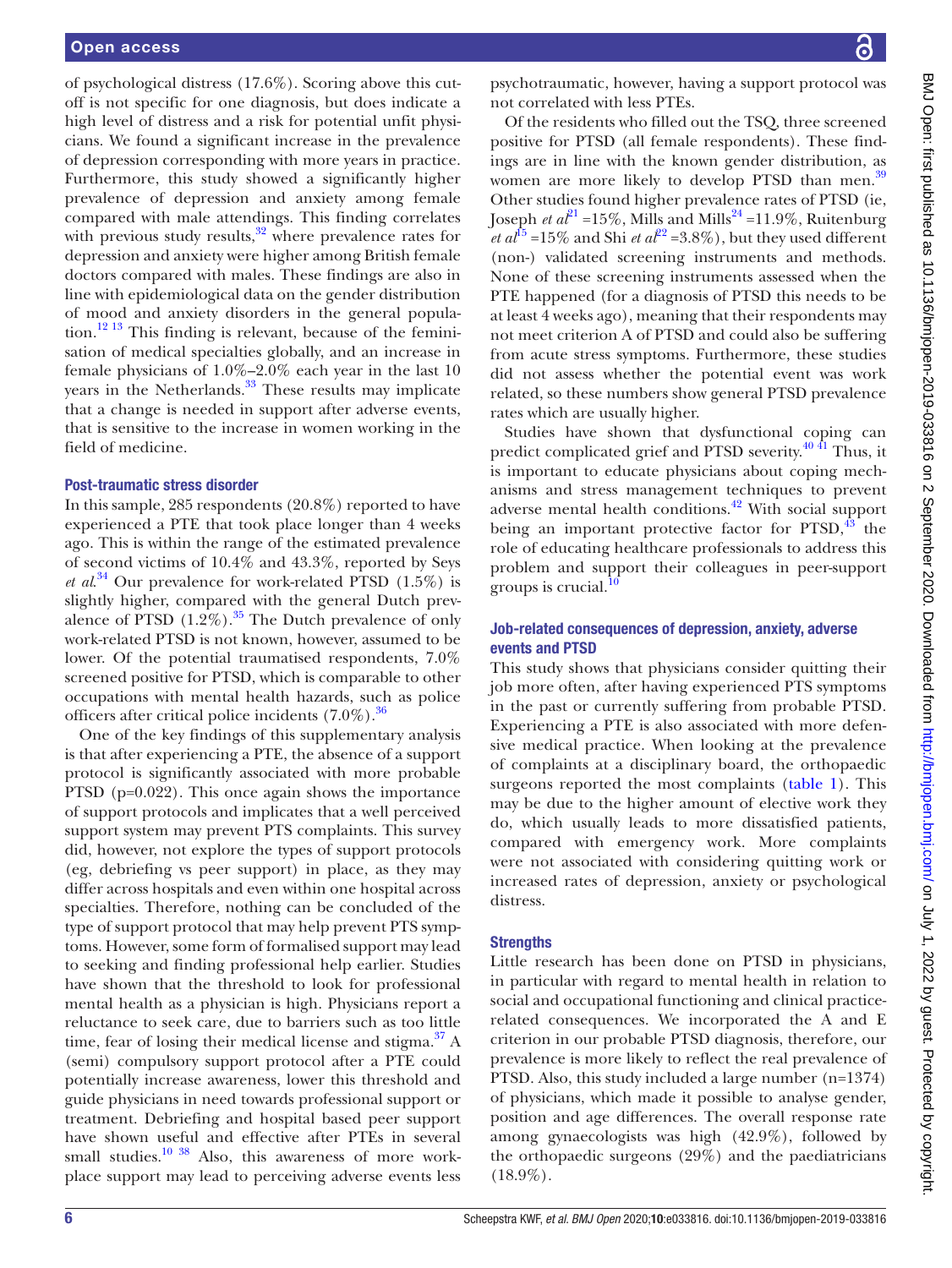of psychological distress (17.6%). Scoring above this cut-off is not specific for one diagnosis, but does indicate a high level of distress and a risk for potential unfit physicians. We found a significant increase in the prevalence of depression corresponding with more years in practice. Furthermore, this study showed a significantly higher prevalence of depression and anxiety among female compared with male attendings. This finding correlates with previous study results,[32] where prevalence rates for depression and anxiety were higher among British female doctors compared with males. These findings are also in line with epidemiological data on the gender distribution of mood and anxiety disorders in the general population.[12 13] This finding is relevant, because of the feminisation of medical specialties globally, and an increase in female physicians of 1.0%–2.0% each year in the last 10 years in the Netherlands.[33] These results may implicate that a change is needed in support after adverse events, that is sensitive to the increase in women working in the field of medicine.

### Post-traumatic stress disorder

In this sample, 285 respondents (20.8%) reported to have experienced a PTE that took place longer than 4 weeks ago. This is within the range of the estimated prevalence of second victims of 10.4% and 43.3%, reported by Seys *et al*.[34] Our prevalence for work-related PTSD (1.5%) is slightly higher, compared with the general Dutch prevalence of PTSD (1.2%).[35] The Dutch prevalence of only work-related PTSD is not known, however, assumed to be lower. Of the potential traumatised respondents, 7.0% screened positive for PTSD, which is comparable to other occupations with mental health hazards, such as police officers after critical police incidents (7.0%).[36]

One of the key findings of this supplementary analysis is that after experiencing a PTE, the absence of a support protocol is significantly associated with more probable PTSD (p=0.022). This once again shows the importance of support protocols and implicates that a well perceived support system may prevent PTS complaints. This survey did, however, not explore the types of support protocols (eg, debriefing vs peer support) in place, as they may differ across hospitals and even within one hospital across specialties. Therefore, nothing can be concluded of the type of support protocol that may help prevent PTS symptoms. However, some form of formalised support may lead to seeking and finding professional help earlier. Studies have shown that the threshold to look for professional mental health as a physician is high. Physicians report a reluctance to seek care, due to barriers such as too little time, fear of losing their medical license and stigma.[37] A (semi) compulsory support protocol after a PTE could potentially increase awareness, lower this threshold and guide physicians in need towards professional support or treatment. Debriefing and hospital based peer support have shown useful and effective after PTEs in several small studies.[10 38] Also, this awareness of more workplace support may lead to perceiving adverse events less psychotraumatic, however, having a support protocol was not correlated with less PTEs.

Of the residents who filled out the TSQ, three screened positive for PTSD (all female respondents). These findings are in line with the known gender distribution, as women are more likely to develop PTSD than men.[39] Other studies found higher prevalence rates of PTSD (ie, Joseph *et al*[21] =15%, Mills and Mills[24] =11.9%, Ruitenburg *et al*[15] =15% and Shi *et al*[22] =3.8%), but they used different (non-) validated screening instruments and methods. None of these screening instruments assessed when the PTE happened (for a diagnosis of PTSD this needs to be at least 4 weeks ago), meaning that their respondents may not meet criterion A of PTSD and could also be suffering from acute stress symptoms. Furthermore, these studies did not assess whether the potential event was work related, so these numbers show general PTSD prevalence rates which are usually higher.

Studies have shown that dysfunctional coping can predict complicated grief and PTSD severity.[40 41] Thus, it is important to educate physicians about coping mechanisms and stress management techniques to prevent adverse mental health conditions.[42] With social support being an important protective factor for PTSD,[43] the role of educating healthcare professionals to address this problem and support their colleagues in peer-support groups is crucial.[10]

### Job-related consequences of depression, anxiety, adverse events and PTSD

This study shows that physicians consider quitting their job more often, after having experienced PTS symptoms in the past or currently suffering from probable PTSD. Experiencing a PTE is also associated with more defensive medical practice. When looking at the prevalence of complaints at a disciplinary board, the orthopaedic surgeons reported the most complaints (table 1). This may be due to the higher amount of elective work they do, which usually leads to more dissatisfied patients, compared with emergency work. More complaints were not associated with considering quitting work or increased rates of depression, anxiety or psychological distress.

### Strengths

Little research has been done on PTSD in physicians, in particular with regard to mental health in relation to social and occupational functioning and clinical practice-related consequences. We incorporated the A and E criterion in our probable PTSD diagnosis, therefore, our prevalence is more likely to reflect the real prevalence of PTSD. Also, this study included a large number (n=1374) of physicians, which made it possible to analyse gender, position and age differences. The overall response rate among gynaecologists was high (42.9%), followed by the orthopaedic surgeons (29%) and the paediatricians (18.9%).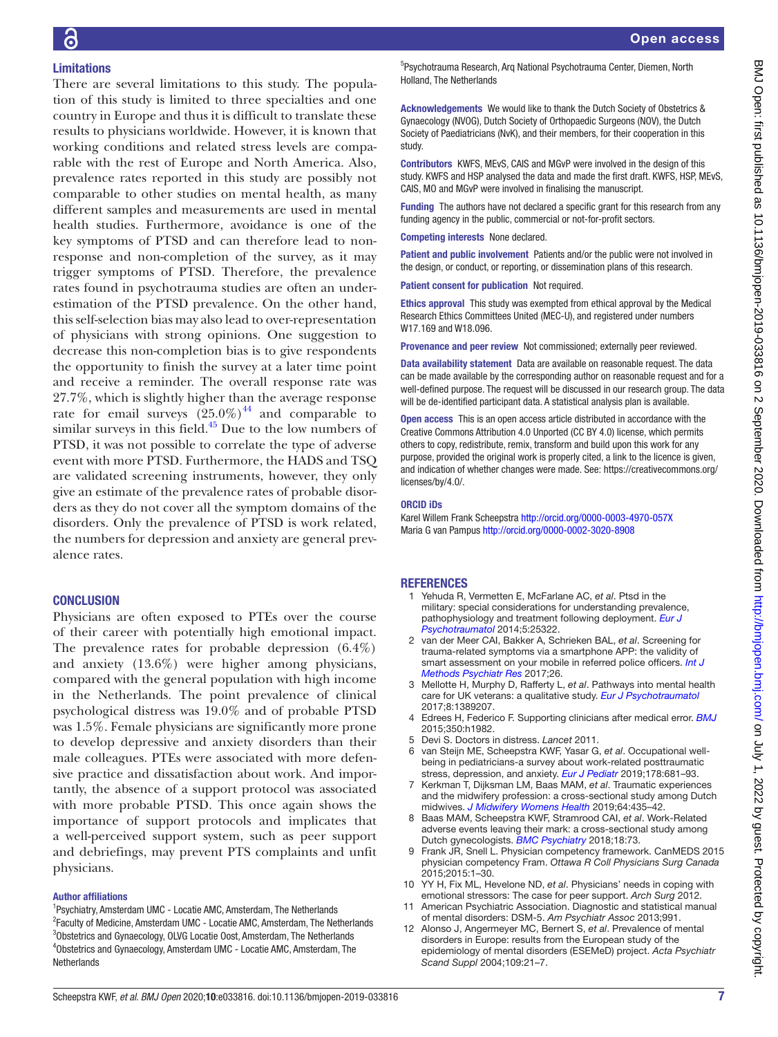## Limitations

There are several limitations to this study. The population of this study is limited to three specialties and one country in Europe and thus it is difficult to translate these results to physicians worldwide. However, it is known that working conditions and related stress levels are comparable with the rest of Europe and North America. Also, prevalence rates reported in this study are possibly not comparable to other studies on mental health, as many different samples and measurements are used in mental health studies. Furthermore, avoidance is one of the key symptoms of PTSD and can therefore lead to non-response and non-completion of the survey, as it may trigger symptoms of PTSD. Therefore, the prevalence rates found in psychotrauma studies are often an underestimation of the PTSD prevalence. On the other hand, this self-selection bias may also lead to over-representation of physicians with strong opinions. One suggestion to decrease this non-completion bias is to give respondents the opportunity to finish the survey at a later time point and receive a reminder. The overall response rate was 27.7%, which is slightly higher than the average response rate for email surveys (25.0%)[44] and comparable to similar surveys in this field.[45] Due to the low numbers of PTSD, it was not possible to correlate the type of adverse event with more PTSD. Furthermore, the HADS and TSQ are validated screening instruments, however, they only give an estimate of the prevalence rates of probable disorders as they do not cover all the symptom domains of the disorders. Only the prevalence of PTSD is work related, the numbers for depression and anxiety are general prevalence rates.

## CONCLUSION

Physicians are often exposed to PTEs over the course of their career with potentially high emotional impact. The prevalence rates for probable depression (6.4%) and anxiety (13.6%) were higher among physicians, compared with the general population with high income in the Netherlands. The point prevalence of clinical psychological distress was 19.0% and of probable PTSD was 1.5%. Female physicians are significantly more prone to develop depressive and anxiety disorders than their male colleagues. PTEs were associated with more defensive practice and dissatisfaction about work. And importantly, the absence of a support protocol was associated with more probable PTSD. This once again shows the importance of support protocols and implicates that a well-perceived support system, such as peer support and debriefings, may prevent PTS complaints and unfit physicians.

### Author affiliations

[1]Psychiatry, Amsterdam UMC - Locatie AMC, Amsterdam, The Netherlands
[2]Faculty of Medicine, Amsterdam UMC - Locatie AMC, Amsterdam, The Netherlands
[3]Obstetrics and Gynaecology, OLVG Locatie Oost, Amsterdam, The Netherlands
[4]Obstetrics and Gynaecology, Amsterdam UMC - Locatie AMC, Amsterdam, The Netherlands
[5]Psychotrauma Research, Arq National Psychotrauma Center, Diemen, North Holland, The Netherlands

**Acknowledgements** We would like to thank the Dutch Society of Obstetrics & Gynaecology (NVOG), Dutch Society of Orthopaedic Surgeons (NOV), the Dutch Society of Paediatricians (NvK), and their members, for their cooperation in this study.

**Contributors** KWFS, MEvS, CAIS and MGvP were involved in the design of this study. KWFS and HSP analysed the data and made the first draft. KWFS, HSP, MEvS, CAIS, MO and MGvP were involved in finalising the manuscript.

**Funding** The authors have not declared a specific grant for this research from any funding agency in the public, commercial or not-for-profit sectors.

**Competing interests** None declared.

**Patient and public involvement** Patients and/or the public were not involved in the design, or conduct, or reporting, or dissemination plans of this research.

**Patient consent for publication** Not required.

**Ethics approval** This study was exempted from ethical approval by the Medical Research Ethics Committees United (MEC-U), and registered under numbers W17.169 and W18.096.

**Provenance and peer review** Not commissioned; externally peer reviewed.

**Data availability statement** Data are available on reasonable request. The data can be made available by the corresponding author on reasonable request and for a well-defined purpose. The request will be discussed in our research group. The data will be de-identified participant data. A statistical analysis plan is available.

**Open access** This is an open access article distributed in accordance with the Creative Commons Attribution 4.0 Unported (CC BY 4.0) license, which permits others to copy, redistribute, remix, transform and build upon this work for any purpose, provided the original work is properly cited, a link to the licence is given, and indication of whether changes were made. See: https://creativecommons.org/licenses/by/4.0/.

### ORCID iDs

Karel Willem Frank Scheepstra http://orcid.org/0000-0003-4970-057X
Maria G van Pampus http://orcid.org/0000-0002-3020-8908

## REFERENCES

1. Yehuda R, Vermetten E, McFarlane AC, *et al*. Ptsd in the military: special considerations for understanding prevalence, pathophysiology and treatment following deployment. *Eur J Psychotraumatol* 2014;5:25322.
2. van der Meer CAI, Bakker A, Schrieken BAL, *et al*. Screening for trauma-related symptoms via a smartphone APP: the validity of smart assessment on your mobile in referred police officers. *Int J Methods Psychiatr Res* 2017;26.
3. Mellotte H, Murphy D, Rafferty L, *et al*. Pathways into mental health care for UK veterans: a qualitative study. *Eur J Psychotraumatol* 2017;8:1389207.
4. Edrees H, Federico F. Supporting clinicians after medical error. *BMJ* 2015;350:h1982.
5. Devi S. Doctors in distress. *Lancet* 2011.
6. van Steijn ME, Scheepstra KWF, Yasar G, *et al*. Occupational well-being in pediatricians-a survey about work-related posttraumatic stress, depression, and anxiety. *Eur J Pediatr* 2019;178:681–93.
7. Kerkman T, Dijksman LM, Baas MAM, *et al*. Traumatic experiences and the midwifery profession: a cross-sectional study among Dutch midwives. *J Midwifery Womens Health* 2019;64:435–42.
8. Baas MAM, Scheepstra KWF, Stramrood CAI, *et al*. Work-Related adverse events leaving their mark: a cross-sectional study among Dutch gynecologists. *BMC Psychiatry* 2018;18:73.
9. Frank JR, Snell L. Physician competency framework. CanMEDS 2015 physician competency Fram. *Ottawa R Coll Physicians Surg Canada* 2015;2015:1–30.
10. YY H, Fix ML, Hevelone ND, *et al*. Physicians' needs in coping with emotional stressors: The case for peer support. *Arch Surg* 2012.
11. American Psychiatric Association. Diagnostic and statistical manual of mental disorders: DSM-5. *Am Psychiatr Assoc* 2013;991.
12. Alonso J, Angermeyer MC, Bernert S, *et al*. Prevalence of mental disorders in Europe: results from the European study of the epidemiology of mental disorders (ESEMeD) project. *Acta Psychiatr Scand Suppl* 2004;109:21–7.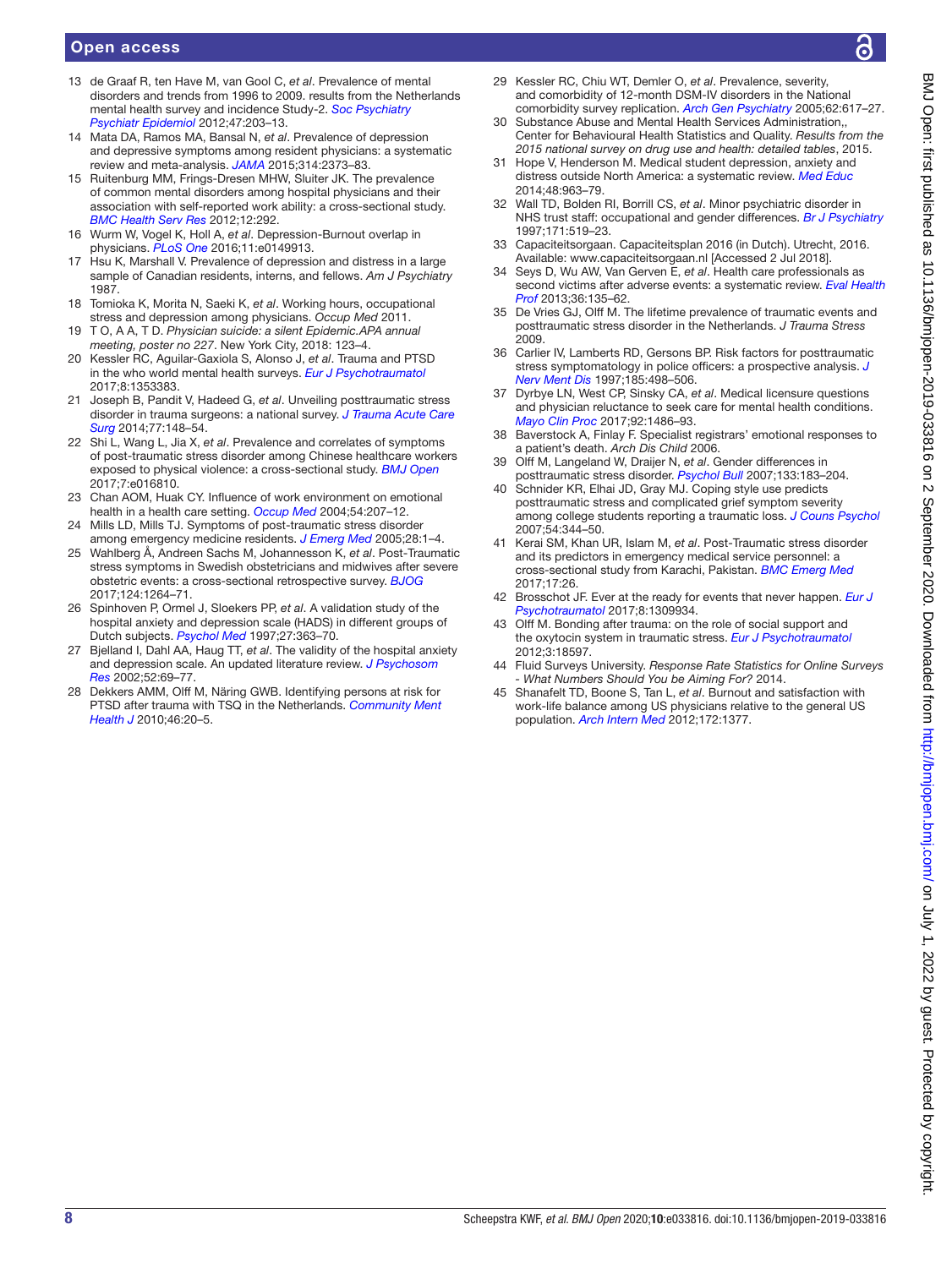13. de Graaf R, ten Have M, van Gool C, *et al*. Prevalence of mental disorders and trends from 1996 to 2009. results from the Netherlands mental health survey and incidence Study-2. *Soc Psychiatry Psychiatr Epidemiol* 2012;47:203–13.
14. Mata DA, Ramos MA, Bansal N, *et al*. Prevalence of depression and depressive symptoms among resident physicians: a systematic review and meta-analysis. *JAMA* 2015;314:2373–83.
15. Ruitenburg MM, Frings-Dresen MHW, Sluiter JK. The prevalence of common mental disorders among hospital physicians and their association with self-reported work ability: a cross-sectional study. *BMC Health Serv Res* 2012;12:292.
16. Wurm W, Vogel K, Holl A, *et al*. Depression-Burnout overlap in physicians. *PLoS One* 2016;11:e0149913.
17. Hsu K, Marshall V. Prevalence of depression and distress in a large sample of Canadian residents, interns, and fellows. *Am J Psychiatry* 1987.
18. Tomioka K, Morita N, Saeki K, *et al*. Working hours, occupational stress and depression among physicians. *Occup Med* 2011.
19. T O, A A, T D. *Physician suicide: a silent Epidemic.APA annual meeting, poster no 227*. New York City, 2018: 123–4.
20. Kessler RC, Aguilar-Gaxiola S, Alonso J, *et al*. Trauma and PTSD in the who world mental health surveys. *Eur J Psychotraumatol* 2017;8:1353383.
21. Joseph B, Pandit V, Hadeed G, *et al*. Unveiling posttraumatic stress disorder in trauma surgeons: a national survey. *J Trauma Acute Care Surg* 2014;77:148–54.
22. Shi L, Wang L, Jia X, *et al*. Prevalence and correlates of symptoms of post-traumatic stress disorder among Chinese healthcare workers exposed to physical violence: a cross-sectional study. *BMJ Open* 2017;7:e016810.
23. Chan AOM, Huak CY. Influence of work environment on emotional health in a health care setting. *Occup Med* 2004;54:207–12.
24. Mills LD, Mills TJ. Symptoms of post-traumatic stress disorder among emergency medicine residents. *J Emerg Med* 2005;28:1–4.
25. Wahlberg Å, Andreen Sachs M, Johannesson K, *et al*. Post-Traumatic stress symptoms in Swedish obstetricians and midwives after severe obstetric events: a cross-sectional retrospective survey. *BJOG* 2017;124:1264–71.
26. Spinhoven P, Ormel J, Sloekers PP, *et al*. A validation study of the hospital anxiety and depression scale (HADS) in different groups of Dutch subjects. *Psychol Med* 1997;27:363–70.
27. Bjelland I, Dahl AA, Haug TT, *et al*. The validity of the hospital anxiety and depression scale. An updated literature review. *J Psychosom Res* 2002;52:69–77.
28. Dekkers AMM, Olff M, Näring GWB. Identifying persons at risk for PTSD after trauma with TSQ in the Netherlands. *Community Ment Health J* 2010;46:20–5.
29. Kessler RC, Chiu WT, Demler O, *et al*. Prevalence, severity, and comorbidity of 12-month DSM-IV disorders in the National comorbidity survey replication. *Arch Gen Psychiatry* 2005;62:617–27.
30. Substance Abuse and Mental Health Services Administration,, Center for Behavioural Health Statistics and Quality. *Results from the 2015 national survey on drug use and health: detailed tables*, 2015.
31. Hope V, Henderson M. Medical student depression, anxiety and distress outside North America: a systematic review. *Med Educ* 2014;48:963–79.
32. Wall TD, Bolden RI, Borrill CS, *et al*. Minor psychiatric disorder in NHS trust staff: occupational and gender differences. *Br J Psychiatry* 1997;171:519–23.
33. Capaciteitsorgaan. Capaciteitsplan 2016 (in Dutch). Utrecht, 2016. Available: www.capaciteitsorgaan.nl [Accessed 2 Jul 2018].
34. Seys D, Wu AW, Van Gerven E, *et al*. Health care professionals as second victims after adverse events: a systematic review. *Eval Health Prof* 2013;36:135–62.
35. De Vries GJ, Olff M. The lifetime prevalence of traumatic events and posttraumatic stress disorder in the Netherlands. *J Trauma Stress* 2009.
36. Carlier IV, Lamberts RD, Gersons BP. Risk factors for posttraumatic stress symptomatology in police officers: a prospective analysis. *J Nerv Ment Dis* 1997;185:498–506.
37. Dyrbye LN, West CP, Sinsky CA, *et al*. Medical licensure questions and physician reluctance to seek care for mental health conditions. *Mayo Clin Proc* 2017;92:1486–93.
38. Baverstock A, Finlay F. Specialist registrars' emotional responses to a patient's death. *Arch Dis Child* 2006.
39. Olff M, Langeland W, Draijer N, *et al*. Gender differences in posttraumatic stress disorder. *Psychol Bull* 2007;133:183–204.
40. Schnider KR, Elhai JD, Gray MJ. Coping style use predicts posttraumatic stress and complicated grief symptom severity among college students reporting a traumatic loss. *J Couns Psychol* 2007;54:344–50.
41. Kerai SM, Khan UR, Islam M, *et al*. Post-Traumatic stress disorder and its predictors in emergency medical service personnel: a cross-sectional study from Karachi, Pakistan. *BMC Emerg Med* 2017;17:26.
42. Brosschot JF. Ever at the ready for events that never happen. *Eur J Psychotraumatol* 2017;8:1309934.
43. Olff M. Bonding after trauma: on the role of social support and the oxytocin system in traumatic stress. *Eur J Psychotraumatol* 2012;3:18597.
44. Fluid Surveys University. *Response Rate Statistics for Online Surveys - What Numbers Should You be Aiming For?* 2014.
45. Shanafelt TD, Boone S, Tan L, *et al*. Burnout and satisfaction with work-life balance among US physicians relative to the general US population. *Arch Intern Med* 2012;172:1377.